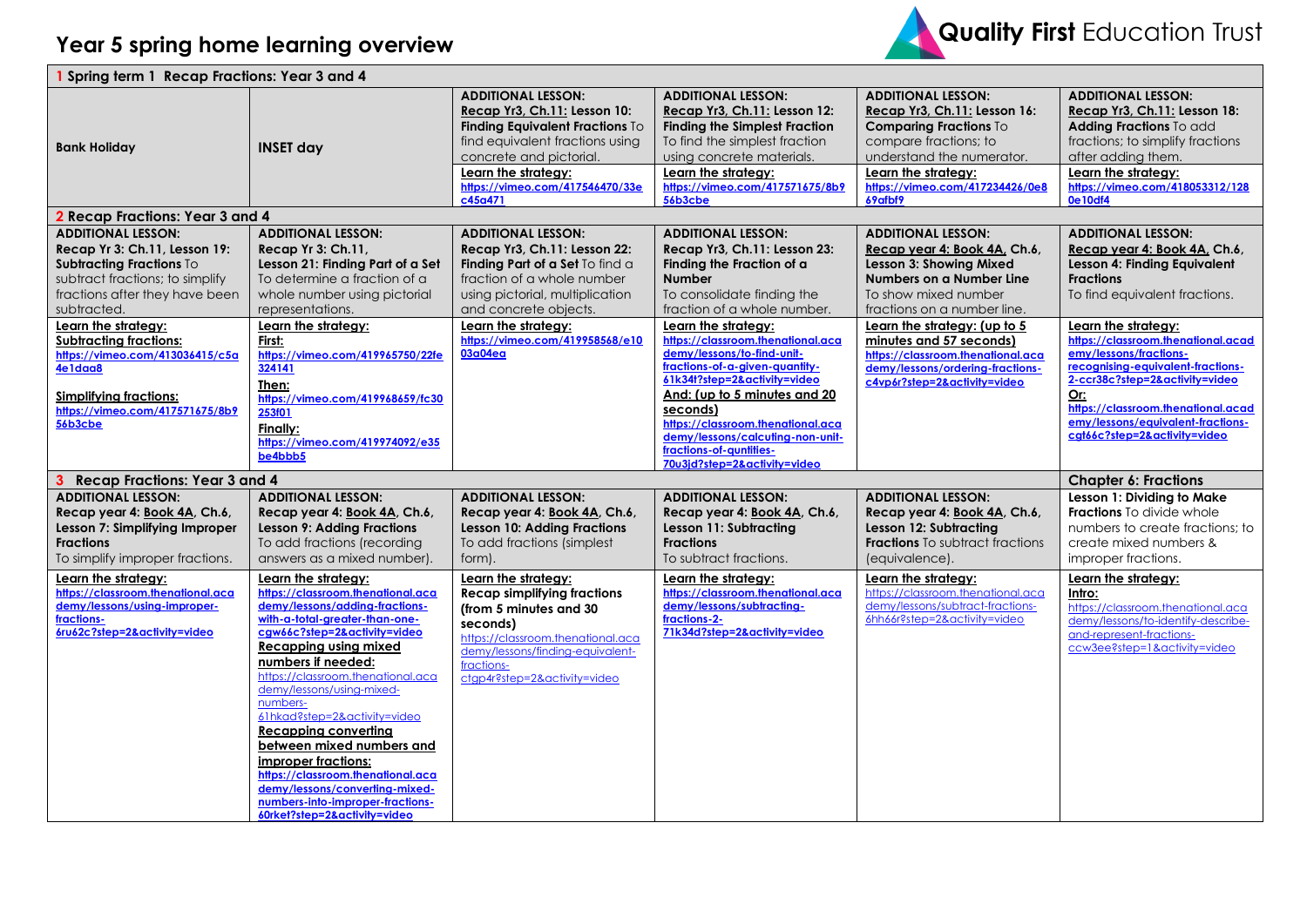# Year 5 spring home learning overview

Quality First Education Trust

| 1 Spring term 1 Recap Fractions: Year 3 and 4 | | | | | |
|---|---|---|---|---|---|
| **Bank Holiday** | **INSET day** | **ADDITIONAL LESSON:** **Recap Yr3, Ch.11:** Lesson 10: **Finding Equivalent Fractions** To find equivalent fractions using concrete and pictorial. | **ADDITIONAL LESSON:** **Recap Yr3, Ch.11:** Lesson 12: **Finding the Simplest Fraction** To find the simplest fraction using concrete materials. | **ADDITIONAL LESSON:** **Recap Yr3, Ch.11:** Lesson 16: **Comparing Fractions** To compare fractions; to understand the numerator. | **ADDITIONAL LESSON:** **Recap Yr3, Ch.11:** Lesson 18: **Adding Fractions** To add fractions; to simplify fractions after adding them. |
| | | Learn the strategy: https://vimeo.com/417546470/33ec45a471 | Learn the strategy: https://vimeo.com/417571675/8b956b3cbe | Learn the strategy: https://vimeo.com/417234426/0e869afbf9 | Learn the strategy: https://vimeo.com/418053312/1280e10df4 |
| **2 Recap Fractions: Year 3 and 4** | | | | | |
| **ADDITIONAL LESSON:** **Recap Yr 3: Ch.11, Lesson 19: Subtracting Fractions** To subtract fractions; to simplify fractions after they have been subtracted. | **ADDITIONAL LESSON:** **Recap Yr 3: Ch.11, Lesson 21: Finding Part of a Set** To determine a fraction of a whole number using pictorial representations. | **ADDITIONAL LESSON:** **Recap Yr3, Ch.11: Lesson 22: Finding Part of a Set** To find a fraction of a whole number using pictorial, multiplication and concrete objects. | **ADDITIONAL LESSON:** **Recap Yr3, Ch.11: Lesson 23: Finding the Fraction of a Number** To consolidate finding the fraction of a whole number. | **ADDITIONAL LESSON:** **Recap year 4: Book 4A, Ch.6, Lesson 3: Showing Mixed Numbers on a Number Line** To show mixed number fractions on a number line. | **ADDITIONAL LESSON:** **Recap year 4: Book 4A, Ch.6, Lesson 4: Finding Equivalent Fractions** To find equivalent fractions. |
| Learn the strategy: **Subtracting fractions:** https://vimeo.com/413036415/c5a4e1daa8 **Simplifying fractions:** https://vimeo.com/417571675/8b956b3cbe | Learn the strategy: **First:** https://vimeo.com/419965750/22fe324141 **Then:** https://vimeo.com/419968659/fc30253f01 **Finally:** https://vimeo.com/419974092/e35be4bbb5 | Learn the strategy: https://vimeo.com/419958568/e1003a04ea | Learn the strategy: https://classroom.thenational.academy/lessons/to-find-unit-fractions-of-a-given-quantity-61k34t?step=2&activity=video **And: (up to 5 minutes and 20 seconds)** https://classroom.thenational.academy/lessons/calcuting-non-unit-fractions-of-quntities-70u3jd?step=2&activity=video | **Learn the strategy: (up to 5 minutes and 57 seconds)** https://classroom.thenational.academy/lessons/ordering-fractions-c4vp6r?step=2&activity=video | Learn the strategy: https://classroom.thenational.academy/lessons/fractions-recognising-equivalent-fractions-2-ccr38c?step=2&activity=video **Or:** https://classroom.thenational.academy/lessons/equivalent-fractions-cgt66c?step=2&activity=video |
| **3 Recap Fractions: Year 3 and 4** | | | | | **Chapter 6: Fractions** |
| **ADDITIONAL LESSON:** **Recap year 4: Book 4A, Ch.6, Lesson 7: Simplifying Improper Fractions** To simplify improper fractions. | **ADDITIONAL LESSON:** **Recap year 4: Book 4A, Ch.6, Lesson 9: Adding Fractions** To add fractions (recording answers as a mixed number). | **ADDITIONAL LESSON:** **Recap year 4: Book 4A, Ch.6, Lesson 10: Adding Fractions** To add fractions (simplest form). | **ADDITIONAL LESSON:** **Recap year 4: Book 4A, Ch.6, Lesson 11: Subtracting Fractions** To subtract fractions. | **ADDITIONAL LESSON:** **Recap year 4: Book 4A, Ch.6, Lesson 12: Subtracting Fractions** To subtract fractions (equivalence). | **Lesson 1: Dividing to Make Fractions** To divide whole numbers to create fractions; to create mixed numbers & improper fractions. |
| Learn the strategy: https://classroom.thenational.academy/lessons/using-improper-fractions-6ru62c?step=2&activity=video | Learn the strategy: https://classroom.thenational.academy/lessons/adding-fractions-with-a-total-greater-than-one-cgw66c?step=2&activity=video **Recapping using mixed numbers if needed:** https://classroom.thenational.academy/lessons/using-mixed-numbers-61hkad?step=2&activity=video **Recapping converting between mixed numbers and improper fractions:** https://classroom.thenational.academy/lessons/converting-mixed-numbers-into-improper-fractions-60rket?step=2&activity=video | Learn the strategy: **Recap simplifying fractions (from 5 minutes and 30 seconds)** https://classroom.thenational.academy/lessons/finding-equivalent-fractions-ctgp4r?step=2&activity=video | Learn the strategy: https://classroom.thenational.academy/lessons/subtracting-fractions-2-71k34d?step=2&activity=video | Learn the strategy: https://classroom.thenational.academy/lessons/subtract-fractions-6hh66r?step=2&activity=video | Learn the strategy: **Intro:** https://classroom.thenational.academy/lessons/to-identify-describe-and-represent-fractions-ccw3ee?step=1&activity=video |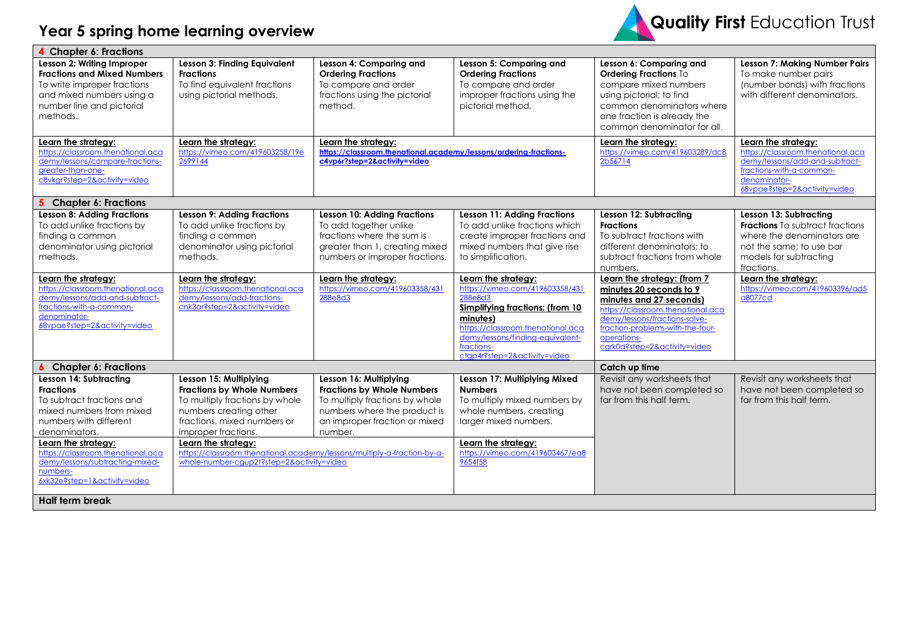# Year 5 spring home learning overview

Quality First Education Trust

| | | | | | |
|---|---|---|---|---|---|
| **4 Chapter 6: Fractions** | | | | | |
| **Lesson 2: Writing Improper Fractions and Mixed Numbers** To write improper fractions and mixed numbers using a number line and pictorial methods. | **Lesson 3: Finding Equivalent Fractions** To find equivalent fractions using pictorial methods. | **Lesson 4: Comparing and Ordering Fractions** To compare and order fractions using the pictorial method. | **Lesson 5: Comparing and Ordering Fractions** To compare and order improper fractions using the pictorial method. | **Lesson 6: Comparing and Ordering Fractions** To compare mixed numbers using pictorial; to find common denominators where one fraction is already the common denominator for all. | **Lesson 7: Making Number Pairs** To make number pairs (number bonds) with fractions with different denominators. |
| **Learn the strategy:** https://classroom.thenational.academy/lessons/compare-fractions-greater-than-one-c8vkgr?step=2&activity=video | **Learn the strategy:** https://vimeo.com/419603258/19e2699144 | **Learn the strategy:** **https://classroom.thenational.academy/lessons/ordering-fractions-c4vp6r?step=2&activity=video** | | **Learn the strategy:** https://vimeo.com/419603289/dc82b56714 | **Learn the strategy:** https://classroom.thenational.academy/lessons/add-and-subtract-fractions-with-a-common-denominator-68vpae?step=2&activity=video |
| **5 Chapter 6: Fractions** | | | | | |
| **Lesson 8: Adding Fractions** To add unlike fractions by finding a common denominator using pictorial methods. | **Lesson 9: Adding Fractions** To add unlike fractions by finding a common denominator using pictorial methods. | **Lesson 10: Adding Fractions** To add together unlike fractions where the sum is greater than 1, creating mixed numbers or improper fractions. | **Lesson 11: Adding Fractions** To add unlike fractions which create improper fractions and mixed numbers that give rise to simplification. | **Lesson 12: Subtracting Fractions** To subtract fractions with different denominators; to subtract fractions from whole numbers. | **Lesson 13: Subtracting Fractions** To subtract fractions where the denominators are not the same; to use bar models for subtracting fractions. |
| **Learn the strategy:** https://classroom.thenational.academy/lessons/add-and-subtract-fractions-with-a-common-denominator-68vpae?step=2&activity=video | **Learn the strategy:** https://classroom.thenational.academy/lessons/add-fractions-cnk3ar?step=2&activity=video | **Learn the strategy:** https://vimeo.com/419603358/431288e8d3 | **Learn the strategy:** https://vimeo.com/419603358/431288e8d3 **Simplifying fractions: (from 10 minutes)** https://classroom.thenational.academy/lessons/finding-equivalent-fractions-ctgp4r?step=2&activity=video | **Learn the strategy: (from 7 minutes 20 seconds to 9 minutes and 27 seconds)** https://classroom.thenational.academy/lessons/fractions-solve-fraction-problems-with-the-four-operations-cgrk0d?step=2&activity=video | **Learn the strategy:** https://vimeo.com/419603396/ad5a8077cd |
| **6 Chapter 6: Fractions** | | | | **Catch up time** | |
| **Lesson 14: Subtracting Fractions** To subtract fractions and mixed numbers from mixed numbers with different denominators. | **Lesson 15: Multiplying Fractions by Whole Numbers** To multiply fractions by whole numbers creating other fractions, mixed numbers or improper fractions. | **Lesson 16: Multiplying Fractions by Whole Numbers** To multiply fractions by whole numbers where the product is an improper fraction or mixed number. | **Lesson 17: Multiplying Mixed Numbers** To multiply mixed numbers by whole numbers, creating larger mixed numbers. | Revisit any worksheets that have not been completed so far from this half term. | Revisit any worksheets that have not been completed so far from this half term. |
| **Learn the strategy:** https://classroom.thenational.academy/lessons/subtracting-mixed-numbers-6xk32e?step=1&activity=video | **Learn the strategy:** https://classroom.thenational.academy/lessons/multiply-a-fraction-by-a-whole-number-cgup2t?step=2&activity=video | | **Learn the strategy:** https://vimeo.com/419603467/ea89654f58 | | |
| **Half term break** | | | | | |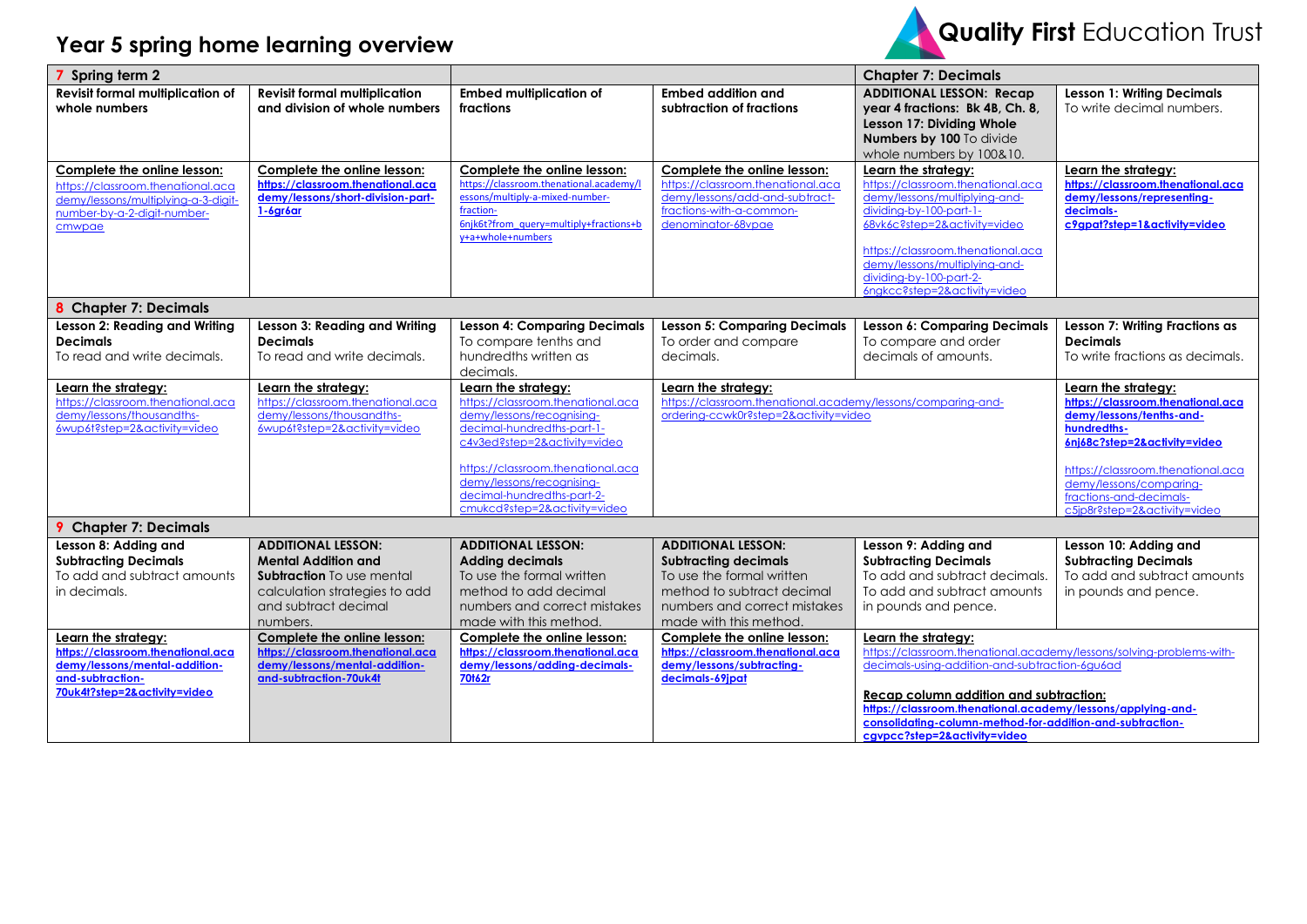# Year 5 spring home learning overview

Quality First Education Trust

| | | | | | |
|---|---|---|---|---|---|
| **7 Spring term 2** | | | | **Chapter 7: Decimals** | |
| **Revisit formal multiplication of whole numbers** | **Revisit formal multiplication and division of whole numbers** | **Embed multiplication of fractions** | **Embed addition and subtraction of fractions** | **ADDITIONAL LESSON: Recap year 4 fractions: Bk 4B, Ch. 8, Lesson 17: Dividing Whole Numbers by 100** To divide whole numbers by 100&10. | **Lesson 1: Writing Decimals** To write decimal numbers. |
| **Complete the online lesson:** https://classroom.thenational.academy/lessons/multiplying-a-3-digit-number-by-a-2-digit-number-cmwpae | **Complete the online lesson:** **https://classroom.thenational.academy/lessons/short-division-part-1-6gr6ar** | **Complete the online lesson:** https://classroom.thenational.academy/lessons/multiply-a-mixed-number-fraction-6njk6t?from_query=multiply+fractions+by+a+whole+numbers | **Complete the online lesson:** https://classroom.thenational.academy/lessons/add-and-subtract-fractions-with-a-common-denominator-68vpae | **Learn the strategy:** https://classroom.thenational.academy/lessons/multiplying-and-dividing-by-100-part-1-68vk6c?step=2&activity=video https://classroom.thenational.academy/lessons/multiplying-and-dividing-by-100-part-2-6ngkcc?step=2&activity=video | **Learn the strategy:** **https://classroom.thenational.academy/lessons/representing-decimals-c9gpat?step=1&activity=video** |
| **8 Chapter 7: Decimals** | | | | | |
| **Lesson 2: Reading and Writing Decimals** To read and write decimals. | **Lesson 3: Reading and Writing Decimals** To read and write decimals. | **Lesson 4: Comparing Decimals** To compare tenths and hundredths written as decimals. | **Lesson 5: Comparing Decimals** To order and compare decimals. | **Lesson 6: Comparing Decimals** To compare and order decimals of amounts. | **Lesson 7: Writing Fractions as Decimals** To write fractions as decimals. |
| **Learn the strategy:** https://classroom.thenational.academy/lessons/thousandths-6wup6t?step=2&activity=video | **Learn the strategy:** https://classroom.thenational.academy/lessons/thousandths-6wup6t?step=2&activity=video | **Learn the strategy:** https://classroom.thenational.academy/lessons/recognising-decimal-hundredths-part-1-c4v3ed?step=2&activity=video https://classroom.thenational.academy/lessons/recognising-decimal-hundredths-part-2-cmukcd?step=2&activity=video | **Learn the strategy:** https://classroom.thenational.academy/lessons/comparing-and-ordering-ccwk0r?step=2&activity=video | | **Learn the strategy:** **https://classroom.thenational.academy/lessons/tenths-and-hundredths-6nj68c?step=2&activity=video** https://classroom.thenational.academy/lessons/comparing-fractions-and-decimals-c5jp8r?step=2&activity=video |
| **9 Chapter 7: Decimals** | | | | | |
| **Lesson 8: Adding and Subtracting Decimals** To add and subtract amounts in decimals. | **ADDITIONAL LESSON: Mental Addition and Subtraction** To use mental calculation strategies to add and subtract decimal numbers. | **ADDITIONAL LESSON: Adding decimals** To use the formal written method to add decimal numbers and correct mistakes made with this method. | **ADDITIONAL LESSON: Subtracting decimals** To use the formal written method to subtract decimal numbers and correct mistakes made with this method. | **Lesson 9: Adding and Subtracting Decimals** To add and subtract decimals. To add and subtract amounts in pounds and pence. | **Lesson 10: Adding and Subtracting Decimals** To add and subtract amounts in pounds and pence. |
| **Learn the strategy:** **https://classroom.thenational.academy/lessons/mental-addition-and-subtraction-70uk4t?step=2&activity=video** | **Complete the online lesson:** **https://classroom.thenational.academy/lessons/mental-addition-and-subtraction-70uk4t** | **Complete the online lesson:** **https://classroom.thenational.academy/lessons/adding-decimals-70t62r** | **Complete the online lesson:** **https://classroom.thenational.academy/lessons/subtracting-decimals-69jpat** | **Learn the strategy:** https://classroom.thenational.academy/lessons/solving-problems-with-decimals-using-addition-and-subtraction-6gu6ad **Recap column addition and subtraction:** **https://classroom.thenational.academy/lessons/applying-and-consolidating-column-method-for-addition-and-subtraction-cgvpcc?step=2&activity=video** | |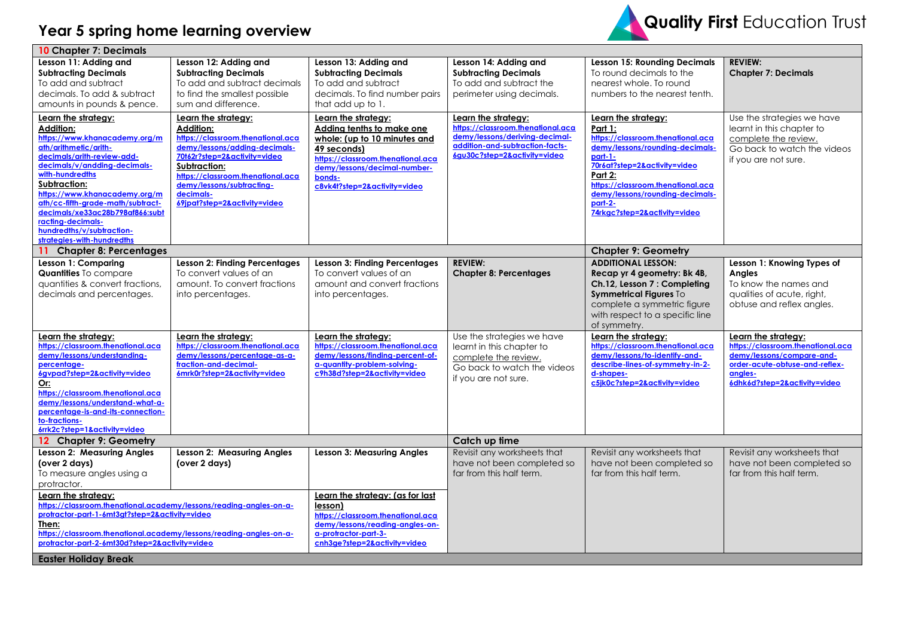# Year 5 spring home learning overview

Quality First Education Trust

| | | | | | |
|---|---|---|---|---|---|
| **10 Chapter 7: Decimals** | | | | | |
| **Lesson 11: Adding and Subtracting Decimals** To add and subtract decimals. To add & subtract amounts in pounds & pence. | **Lesson 12: Adding and Subtracting Decimals** To add and subtract decimals to find the smallest possible sum and difference. | **Lesson 13: Adding and Subtracting Decimals** To add and subtract decimals. To find number pairs that add up to 1. | **Lesson 14: Adding and Subtracting Decimals** To add and subtract the perimeter using decimals. | **Lesson 15: Rounding Decimals** To round decimals to the nearest whole. To round numbers to the nearest tenth. | **REVIEW: Chapter 7: Decimals** |
| Learn the strategy: **Addition:** https://www.khanacademy.org/math/arithmetic/arith-decimals/arith-review-add-decimals/v/andding-decimals-with-hundredths **Subtraction:** https://www.khanacademy.org/math/cc-fifth-grade-math/subtract-decimals/xe33ac28b798af866:subtracting-decimals-hundredths/v/subtraction-strategies-with-hundredths | Learn the strategy: **Addition:** https://classroom.thenational.academy/lessons/adding-decimals-70t62r?step=2&activity=video **Subtraction:** https://classroom.thenational.academy/lessons/subtracting-decimals-69jpat?step=2&activity=video | Learn the strategy: **Adding tenths to make one whole: (up to 10 minutes and 49 seconds)** https://classroom.thenational.academy/lessons/decimal-number-bonds-c8vk4t?step=2&activity=video | Learn the strategy: https://classroom.thenational.academy/lessons/deriving-decimal-addition-and-subtraction-facts-6gu30c?step=2&activity=video | Learn the strategy: **Part 1:** https://classroom.thenational.academy/lessons/rounding-decimals-part-1-70r6at?step=2&activity=video **Part 2:** https://classroom.thenational.academy/lessons/rounding-decimals-part-2-74rkgc?step=2&activity=video | Use the strategies we have learnt in this chapter to complete the review. Go back to watch the videos if you are not sure. |
| **11 Chapter 8: Percentages** | | | | **Chapter 9: Geometry** | |
| **Lesson 1: Comparing Quantities** To compare quantities & convert fractions, decimals and percentages. | **Lesson 2: Finding Percentages** To convert values of an amount. To convert fractions into percentages. | **Lesson 3: Finding Percentages** To convert values of an amount and convert fractions into percentages. | **REVIEW: Chapter 8: Percentages** | **ADDITIONAL LESSON: Recap yr 4 geometry: Bk 4B, Ch.12, Lesson 7 : Completing Symmetrical Figures** To complete a symmetric figure with respect to a specific line of symmetry. | **Lesson 1: Knowing Types of Angles** To know the names and qualities of acute, right, obtuse and reflex angles. |
| Learn the strategy: https://classroom.thenational.academy/lessons/understanding-percentage-6gvpad?step=2&activity=video **Or:** https://classroom.thenational.academy/lessons/understand-what-a-percentage-is-and-its-connection-to-fractions-6rrk2c?step=1&activity=video | Learn the strategy: https://classroom.thenational.academy/lessons/percentage-as-a-fraction-and-decimal-6mrk0r?step=2&activity=video | Learn the strategy: https://classroom.thenational.academy/lessons/finding-percent-of-a-quantity-problem-solving-c9h38d?step=2&activity=video | Use the strategies we have learnt in this chapter to complete the review. Go back to watch the videos if you are not sure. | Learn the strategy: https://classroom.thenational.academy/lessons/to-identify-and-describe-lines-of-symmetry-in-2-d-shapes-c5jk0c?step=2&activity=video | Learn the strategy: https://classroom.thenational.academy/lessons/compare-and-order-acute-obtuse-and-reflex-angles-6dhk6d?step=2&activity=video |
| **12 Chapter 9: Geometry** | | | **Catch up time** | | |
| **Lesson 2: Measuring Angles (over 2 days)** To measure angles using a protractor. | **Lesson 2: Measuring Angles (over 2 days)** | **Lesson 3: Measuring Angles** | Revisit any worksheets that have not been completed so far from this half term. | Revisit any worksheets that have not been completed so far from this half term. | Revisit any worksheets that have not been completed so far from this half term. |
| Learn the strategy: https://classroom.thenational.academy/lessons/reading-angles-on-a-protractor-part-1-6mt3gt?step=2&activity=video **Then:** https://classroom.thenational.academy/lessons/reading-angles-on-a-protractor-part-2-6mt30d?step=2&activity=video | | Learn the strategy: (as for last lesson) https://classroom.thenational.academy/lessons/reading-angles-on-a-protractor-part-3-cnh3ge?step=2&activity=video | | | |
| **Easter Holiday Break** | | | | | |